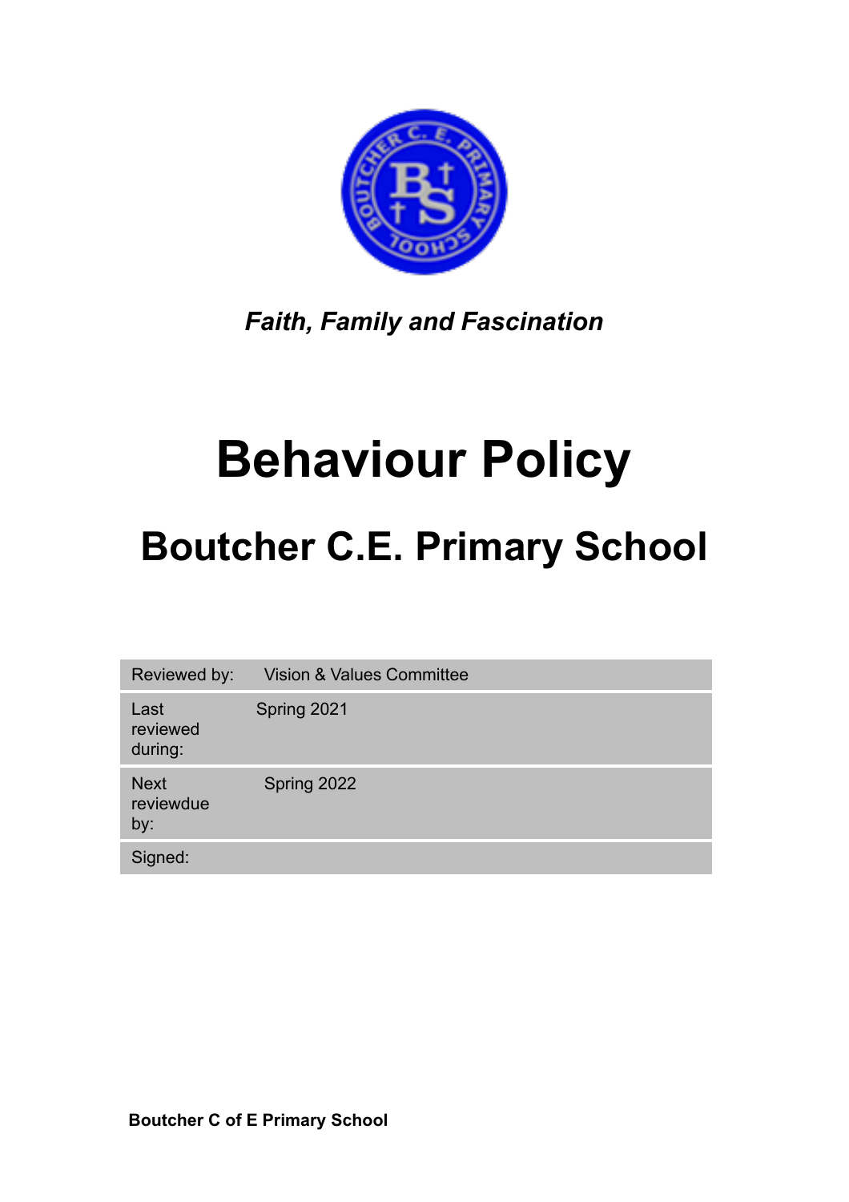*Faith, Family and Fascination*

# Behaviour Policy

## Boutcher C.E. Primary School

| Reviewed by: | Vision & Values Committee |
|---|---|
| Last reviewed during: | Spring 2021 |
| Next reviewdue by: | Spring 2022 |
| Signed: | |

**Boutcher C of E Primary School**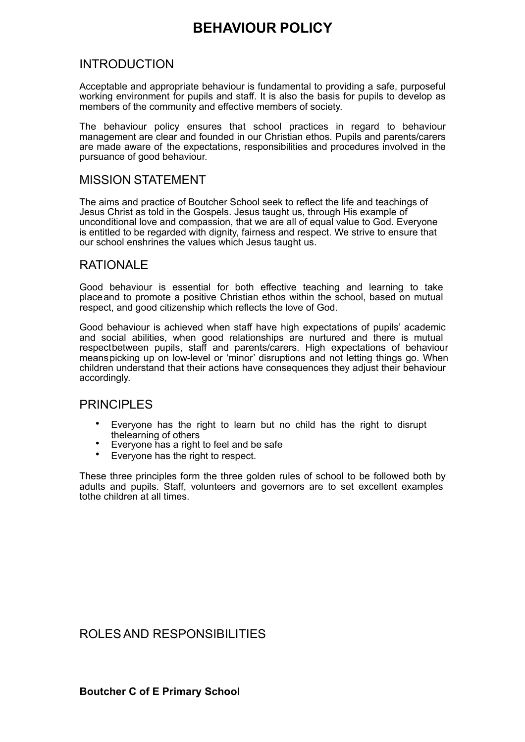# BEHAVIOUR POLICY

## INTRODUCTION

Acceptable and appropriate behaviour is fundamental to providing a safe, purposeful working environment for pupils and staff. It is also the basis for pupils to develop as members of the community and effective members of society.

The behaviour policy ensures that school practices in regard to behaviour management are clear and founded in our Christian ethos. Pupils and parents/carers are made aware of the expectations, responsibilities and procedures involved in the pursuance of good behaviour.

## MISSION STATEMENT

The aims and practice of Boutcher School seek to reflect the life and teachings of Jesus Christ as told in the Gospels. Jesus taught us, through His example of unconditional love and compassion, that we are all of equal value to God. Everyone is entitled to be regarded with dignity, fairness and respect. We strive to ensure that our school enshrines the values which Jesus taught us.

## RATIONALE

Good behaviour is essential for both effective teaching and learning to take place and to promote a positive Christian ethos within the school, based on mutual respect, and good citizenship which reflects the love of God.

Good behaviour is achieved when staff have high expectations of pupils' academic and social abilities, when good relationships are nurtured and there is mutual respect between pupils, staff and parents/carers. High expectations of behaviour means picking up on low-level or 'minor' disruptions and not letting things go. When children understand that their actions have consequences they adjust their behaviour accordingly.

## PRINCIPLES

- Everyone has the right to learn but no child has the right to disrupt the learning of others
- Everyone has a right to feel and be safe
- Everyone has the right to respect.

These three principles form the three golden rules of school to be followed both by adults and pupils. Staff, volunteers and governors are to set excellent examples to the children at all times.

## ROLES AND RESPONSIBILITIES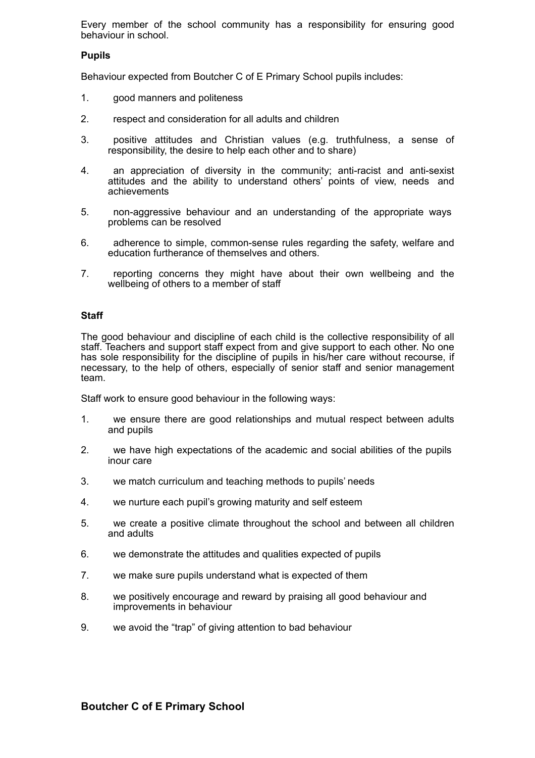Every member of the school community has a responsibility for ensuring good behaviour in school.

**Pupils**

Behaviour expected from Boutcher C of E Primary School pupils includes:

1. good manners and politeness
2. respect and consideration for all adults and children
3. positive attitudes and Christian values (e.g. truthfulness, a sense of responsibility, the desire to help each other and to share)
4. an appreciation of diversity in the community; anti-racist and anti-sexist attitudes and the ability to understand others' points of view, needs and achievements
5. non-aggressive behaviour and an understanding of the appropriate ways problems can be resolved
6. adherence to simple, common-sense rules regarding the safety, welfare and education furtherance of themselves and others.
7. reporting concerns they might have about their own wellbeing and the wellbeing of others to a member of staff

**Staff**

The good behaviour and discipline of each child is the collective responsibility of all staff. Teachers and support staff expect from and give support to each other. No one has sole responsibility for the discipline of pupils in his/her care without recourse, if necessary, to the help of others, especially of senior staff and senior management team.

Staff work to ensure good behaviour in the following ways:

1. we ensure there are good relationships and mutual respect between adults and pupils
2. we have high expectations of the academic and social abilities of the pupils inour care
3. we match curriculum and teaching methods to pupils' needs
4. we nurture each pupil's growing maturity and self esteem
5. we create a positive climate throughout the school and between all children and adults
6. we demonstrate the attitudes and qualities expected of pupils
7. we make sure pupils understand what is expected of them
8. we positively encourage and reward by praising all good behaviour and improvements in behaviour
9. we avoid the "trap" of giving attention to bad behaviour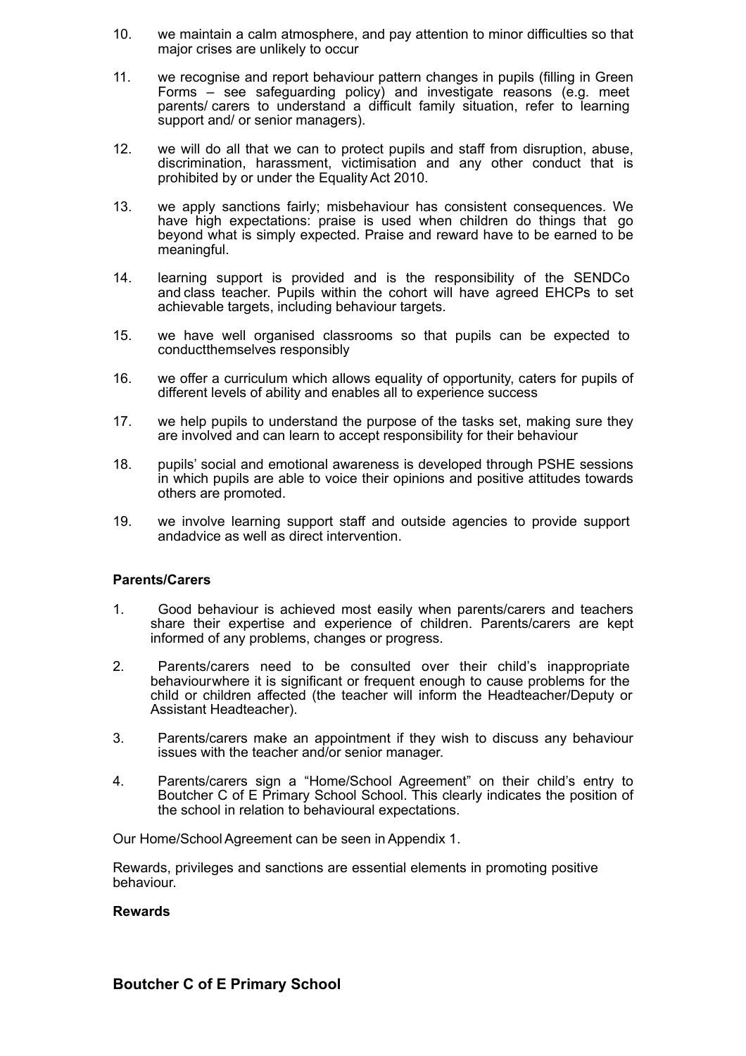10. we maintain a calm atmosphere, and pay attention to minor difficulties so that major crises are unlikely to occur

11. we recognise and report behaviour pattern changes in pupils (filling in Green Forms – see safeguarding policy) and investigate reasons (e.g. meet parents/ carers to understand a difficult family situation, refer to learning support and/ or senior managers).

12. we will do all that we can to protect pupils and staff from disruption, abuse, discrimination, harassment, victimisation and any other conduct that is prohibited by or under the Equality Act 2010.

13. we apply sanctions fairly; misbehaviour has consistent consequences. We have high expectations: praise is used when children do things that go beyond what is simply expected. Praise and reward have to be earned to be meaningful.

14. learning support is provided and is the responsibility of the SENDCo and class teacher. Pupils within the cohort will have agreed EHCPs to set achievable targets, including behaviour targets.

15. we have well organised classrooms so that pupils can be expected to conductthemselves responsibly

16. we offer a curriculum which allows equality of opportunity, caters for pupils of different levels of ability and enables all to experience success

17. we help pupils to understand the purpose of the tasks set, making sure they are involved and can learn to accept responsibility for their behaviour

18. pupils' social and emotional awareness is developed through PSHE sessions in which pupils are able to voice their opinions and positive attitudes towards others are promoted.

19. we involve learning support staff and outside agencies to provide support andadvice as well as direct intervention.

**Parents/Carers**

1. Good behaviour is achieved most easily when parents/carers and teachers share their expertise and experience of children. Parents/carers are kept informed of any problems, changes or progress.

2. Parents/carers need to be consulted over their child's inappropriate behaviourwhere it is significant or frequent enough to cause problems for the child or children affected (the teacher will inform the Headteacher/Deputy or Assistant Headteacher).

3. Parents/carers make an appointment if they wish to discuss any behaviour issues with the teacher and/or senior manager.

4. Parents/carers sign a "Home/School Agreement" on their child's entry to Boutcher C of E Primary School School. This clearly indicates the position of the school in relation to behavioural expectations.

Our Home/School Agreement can be seen in Appendix 1.

Rewards, privileges and sanctions are essential elements in promoting positive behaviour.

**Rewards**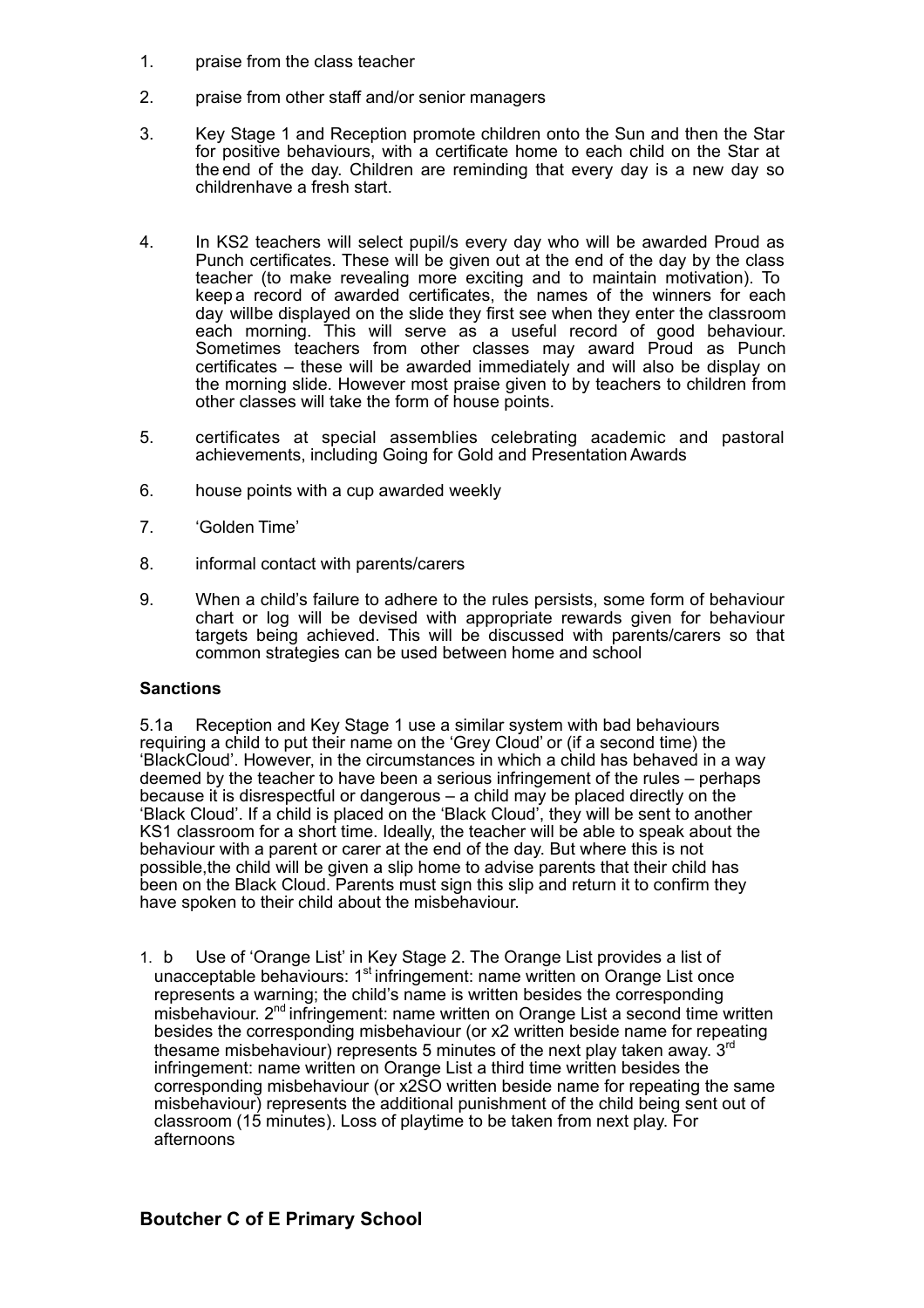1. praise from the class teacher

2. praise from other staff and/or senior managers

3. Key Stage 1 and Reception promote children onto the Sun and then the Star for positive behaviours, with a certificate home to each child on the Star at the end of the day. Children are reminding that every day is a new day so childrenhave a fresh start.

4. In KS2 teachers will select pupil/s every day who will be awarded Proud as Punch certificates. These will be given out at the end of the day by the class teacher (to make revealing more exciting and to maintain motivation). To keep a record of awarded certificates, the names of the winners for each day willbe displayed on the slide they first see when they enter the classroom each morning. This will serve as a useful record of good behaviour. Sometimes teachers from other classes may award Proud as Punch certificates – these will be awarded immediately and will also be display on the morning slide. However most praise given to by teachers to children from other classes will take the form of house points.

5. certificates at special assemblies celebrating academic and pastoral achievements, including Going for Gold and Presentation Awards

6. house points with a cup awarded weekly

7. 'Golden Time'

8. informal contact with parents/carers

9. When a child's failure to adhere to the rules persists, some form of behaviour chart or log will be devised with appropriate rewards given for behaviour targets being achieved. This will be discussed with parents/carers so that common strategies can be used between home and school

**Sanctions**

5.1a Reception and Key Stage 1 use a similar system with bad behaviours requiring a child to put their name on the 'Grey Cloud' or (if a second time) the 'BlackCloud'. However, in the circumstances in which a child has behaved in a way deemed by the teacher to have been a serious infringement of the rules – perhaps because it is disrespectful or dangerous – a child may be placed directly on the 'Black Cloud'. If a child is placed on the 'Black Cloud', they will be sent to another KS1 classroom for a short time. Ideally, the teacher will be able to speak about the behaviour with a parent or carer at the end of the day. But where this is not possible,the child will be given a slip home to advise parents that their child has been on the Black Cloud. Parents must sign this slip and return it to confirm they have spoken to their child about the misbehaviour.

1. b Use of 'Orange List' in Key Stage 2. The Orange List provides a list of unacceptable behaviours: 1st infringement: name written on Orange List once represents a warning; the child's name is written besides the corresponding misbehaviour. 2nd infringement: name written on Orange List a second time written besides the corresponding misbehaviour (or x2 written beside name for repeating thesame misbehaviour) represents 5 minutes of the next play taken away. 3rd infringement: name written on Orange List a third time written besides the corresponding misbehaviour (or x2SO written beside name for repeating the same misbehaviour) represents the additional punishment of the child being sent out of classroom (15 minutes). Loss of playtime to be taken from next play. For afternoons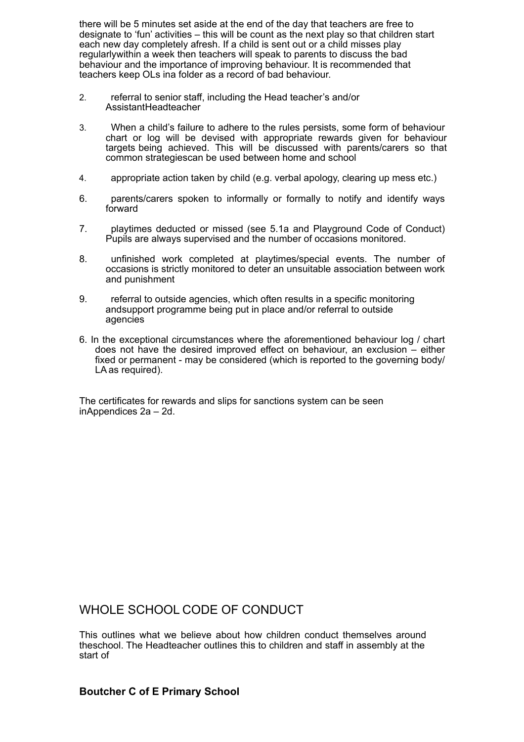there will be 5 minutes set aside at the end of the day that teachers are free to designate to 'fun' activities – this will be count as the next play so that children start each new day completely afresh. If a child is sent out or a child misses play regularlywithin a week then teachers will speak to parents to discuss the bad behaviour and the importance of improving behaviour. It is recommended that teachers keep OLs ina folder as a record of bad behaviour.

2. referral to senior staff, including the Head teacher's and/or AssistantHeadteacher

3. When a child's failure to adhere to the rules persists, some form of behaviour chart or log will be devised with appropriate rewards given for behaviour targets being achieved. This will be discussed with parents/carers so that common strategiescan be used between home and school

4. appropriate action taken by child (e.g. verbal apology, clearing up mess etc.)

6. parents/carers spoken to informally or formally to notify and identify ways forward

7. playtimes deducted or missed (see 5.1a and Playground Code of Conduct) Pupils are always supervised and the number of occasions monitored.

8. unfinished work completed at playtimes/special events. The number of occasions is strictly monitored to deter an unsuitable association between work and punishment

9. referral to outside agencies, which often results in a specific monitoring andsupport programme being put in place and/or referral to outside agencies

6. In the exceptional circumstances where the aforementioned behaviour log / chart does not have the desired improved effect on behaviour, an exclusion – either fixed or permanent - may be considered (which is reported to the governing body/ LA as required).

The certificates for rewards and slips for sanctions system can be seen inAppendices 2a – 2d.

## WHOLE SCHOOL CODE OF CONDUCT

This outlines what we believe about how children conduct themselves around theschool. The Headteacher outlines this to children and staff in assembly at the start of

**Boutcher C of E Primary School**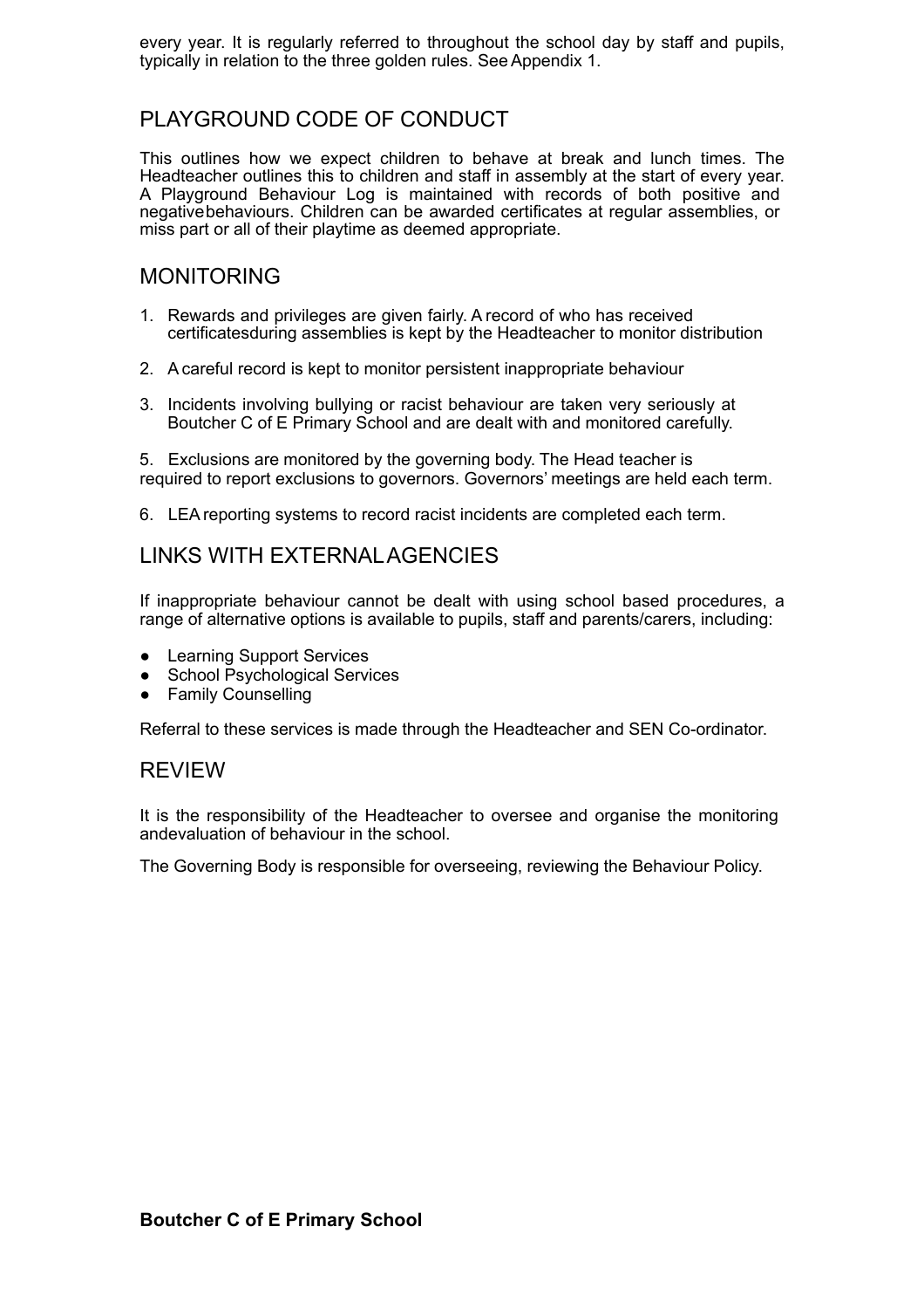every year. It is regularly referred to throughout the school day by staff and pupils, typically in relation to the three golden rules. See Appendix 1.

## PLAYGROUND CODE OF CONDUCT

This outlines how we expect children to behave at break and lunch times. The Headteacher outlines this to children and staff in assembly at the start of every year. A Playground Behaviour Log is maintained with records of both positive and negativebehaviours. Children can be awarded certificates at regular assemblies, or miss part or all of their playtime as deemed appropriate.

## MONITORING

1. Rewards and privileges are given fairly. A record of who has received certificatesduring assemblies is kept by the Headteacher to monitor distribution
2. A careful record is kept to monitor persistent inappropriate behaviour
3. Incidents involving bullying or racist behaviour are taken very seriously at Boutcher C of E Primary School and are dealt with and monitored carefully.

5. Exclusions are monitored by the governing body. The Head teacher is required to report exclusions to governors. Governors' meetings are held each term.

6. LEA reporting systems to record racist incidents are completed each term.

## LINKS WITH EXTERNAL AGENCIES

If inappropriate behaviour cannot be dealt with using school based procedures, a range of alternative options is available to pupils, staff and parents/carers, including:

- Learning Support Services
- School Psychological Services
- Family Counselling

Referral to these services is made through the Headteacher and SEN Co-ordinator.

## REVIEW

It is the responsibility of the Headteacher to oversee and organise the monitoring andevaluation of behaviour in the school.

The Governing Body is responsible for overseeing, reviewing the Behaviour Policy.

**Boutcher C of E Primary School**